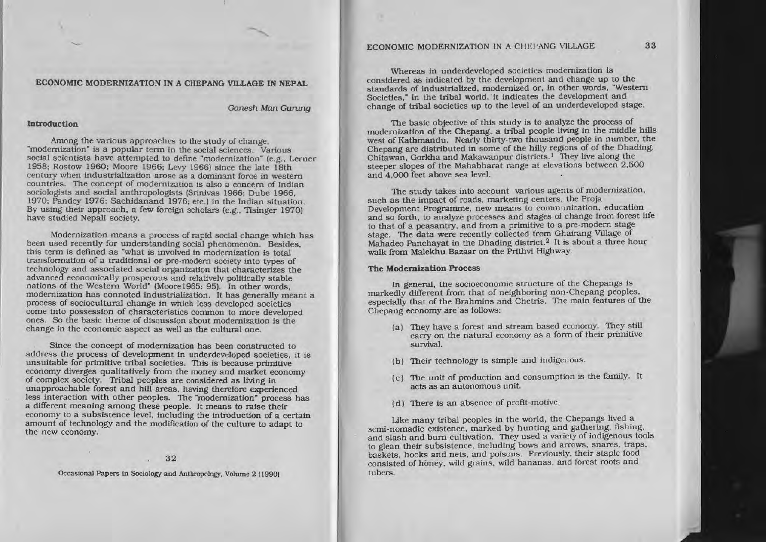# ECONOMIC MODERNIZATION IN A CHEPANG VILLAGE IN NEPAL

*Ganesh Man Gurung*

## Introduction

Among the various approaches to the study of change, "modernization" is a popular term in the social sciences. Various social scientists have attempted to define "modernization" (e.g., Lerner 1958; Rostow 1960; Moore 1966; Levy 1966) since the late 18th century when industrialization arose as a dominant force in western countries. The concept of modernization is also a concern of Indian sociologists and social anthropologists (Srinivas 1966; Dube 1966, 1970; Pandey 1976; Sachidanand 1976; etc.) in the Indian situation. By using their approach, a few foreign scholars (e.g., Tisinger 1970) have studied Nepali society.

Modernization means a process of rapid social change which has been used recently for understanding social phenomenon. Besides, this term is defined as "what is involved in modernization is total transformation of a traditional or pre-modern society into types of technology and associated social organization that characterizes the advanced economically prosperous and relatively politically stable nations of the Western World" (Moore1965: 95). In other words, modernization has connoted industrialization. It has generally meant a process of sociocultural change in which less developed societies come into possession of characteristics common to more developed ones. So the basic theme of discussion about modernization is the change in the economic aspect as well as the cultural one.

Since the concept of modernization has been constructed to address the process of development in underdeveloped societies, it is unsuitable for primitive tribal societies. This is because primitive economy diverges qualitatively from the money and market economy of complex society. Tribal peoples are considered as living in unapproachable forest and hill areas, having therefore experienced less interaction with other peoples. The "modernization" process has a different meaning among these people. It means to raise their economy to a subsistence level, including the introduction of a certain amount of technology and the modification of the culture to adapt to the new economy.

Occasional Papers in Sociology and Anthropology, Volume 2 (1990)

Whereas in underdeveloped societies modernization is considered as indicated by the development and change up to the standards of industrialized, modernized or, in other words, "Western Societies," in the tribal world, it indicates the development and change of tribal societies up to the level of an underdeveloped stage.

The basic objective of this study is to analyze the process of modernization of the Chepang, a tribal people living in the middle hills west of Kathmandu. Nearly thirty-two thousand people in number, the Chepang are distributed in some of the hilly regions of of the Dhading, Chitawan, Gorkha and Makawanpur districts.[1] They live along the steeper slopes of the Mahabharat range at elevations between 2,500 and 4,000 feet above sea level.

The study takes into account various agents of modernization, such as the impact of roads, marketing centers, the Proja Development Programme, new means to communication, education and so forth, to analyze processes and stages of change from forest life to that of a peasantry, and from a primitive to a pre-modern stage stage. The data were recently collected from Ghairang Village of Mahadeo Panchayat in the Dhading district.[2] It is about a three hour walk from Malekhu Bazaar on the Prithvi Highway.

## The Modernization Process

In general, the socioeconomic structure of the Chepangs is markedly different from that of neighboring non-Chepang peoples, especially that of the Brahmins and Chetris. The main features of the Chepang economy are as follows:

(a) They have a forest and stream based economy. They still carry on the natural economy as a form of their primitive survival.

(b) Their technology is simple and indigenous.

(c) The unit of production and consumption is the family. It acts as an autonomous unit.

(d) There is an absence of profit-motive.

Like many tribal peoples in the world, the Chepangs lived a semi-nomadic existence, marked by hunting and gathering, fishing, and slash and burn cultivation. They used a variety of indigenous tools to glean their subsistence, including bows and arrows, snares, traps, baskets, hooks and nets, and poisons. Previously, their staple food consisted of honey, wild grains, wild bananas, and forest roots and tubers.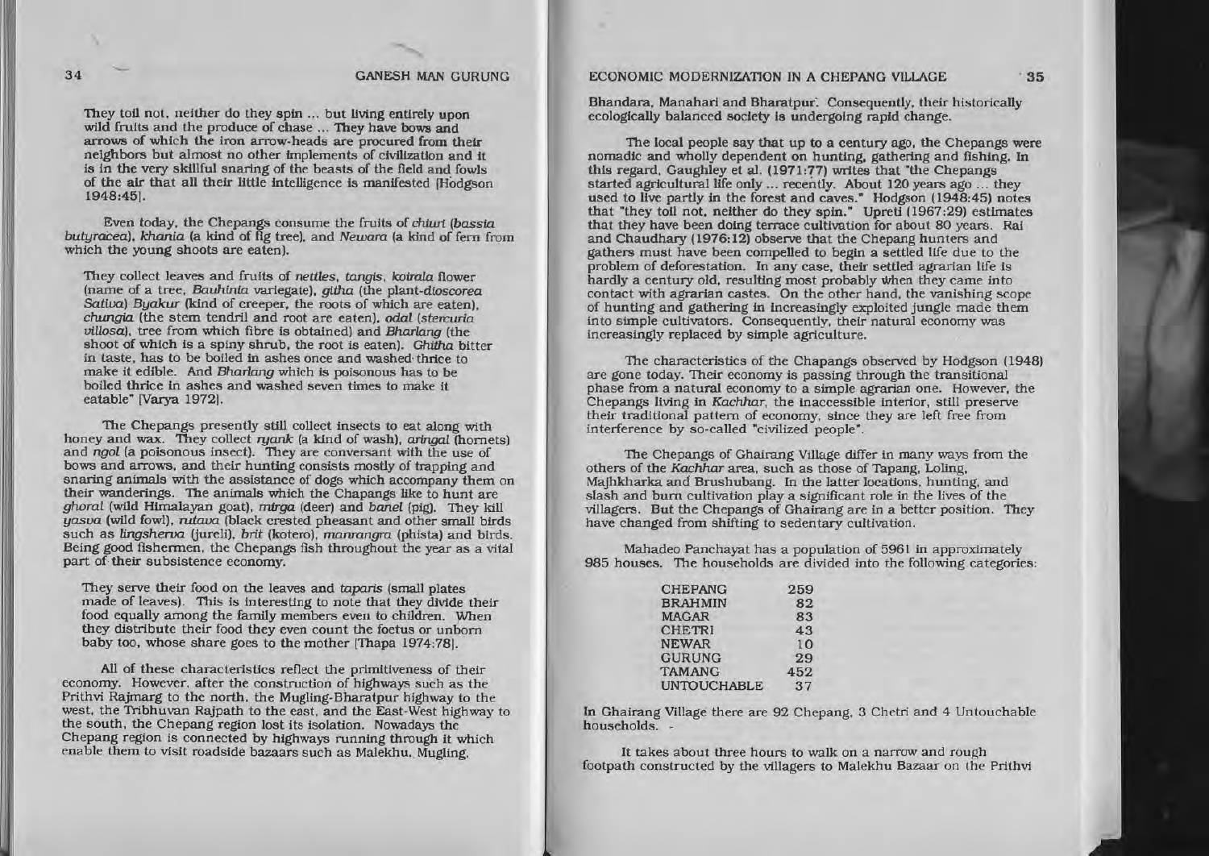They toil not, neither do they spin ... but living entirely upon wild fruits and the produce of chase ... They have bows and arrows of which the iron arrow-heads are procured from their neighbors but almost no other implements of civilization and it is in the very skillful snaring of the beasts of the field and fowls of the air that all their little intelligence is manifested [Hodgson 1948:45].

Even today, the Chepangs consume the fruits of *chiuri* (*bassia butyracea*), *khania* (a kind of fig tree), and *Newara* (a kind of fern from which the young shoots are eaten).

They collect leaves and fruits of *nettles*, *tangis*, *koirala* flower (name of a tree, *Bauhinia* variegate), *githa* (the plant-*dioscorea Sativa*) *Byakur* (kind of creeper, the roots of which are eaten), *chungia* (the stem tendril and root are eaten), *odal* (*stercuria villosa*), tree from which fibre is obtained) and *Bharlang* (the shoot of which is a spiny shrub, the root is eaten). *Ghitha* bitter in taste, has to be boiled in ashes once and washed thrice to make it edible. And *Bharlang* which is poisonous has to be boiled thrice in ashes and washed seven times to make it eatable" [Varya 1972].

The Chepangs presently still collect insects to eat along with honey and wax. They collect *ryank* (a kind of wash), *aringal* (hornets) and *ngol* (a poisonous insect). They are conversant with the use of bows and arrows, and their hunting consists mostly of trapping and snaring animals with the assistance of dogs which accompany them on their wanderings. The animals which the Chapangs like to hunt are *ghoral* (wild Himalayan goat), *mirga* (deer) and *banel* (pig). They kill *yasva* (wild fowl), *rutava* (black crested pheasant and other small birds such as *lingsherva* (jureli), *brit* (kotero), *manrangra* (phista) and birds. Being good fishermen, the Chepangs fish throughout the year as a vital part of their subsistence economy.

They serve their food on the leaves and *taparis* (small plates made of leaves). This is interesting to note that they divide their food equally among the family members even to children. When they distribute their food they even count the foetus or unborn baby too, whose share goes to the mother [Thapa 1974:78].

All of these characteristics reflect the primitiveness of their economy. However, after the construction of highways such as the Prithvi Rajmarg to the north, the Mugling-Bharatpur highway to the west, the Tribhuvan Rajpath to the east, and the East-West highway to the south, the Chepang region lost its isolation. Nowadays the Chepang region is connected by highways running through it which enable them to visit roadside bazaars such as Malekhu, Mugling, Bhandara, Manahari and Bharatpur. Consequently, their historically ecologically balanced society is undergoing rapid change.

The local people say that up to a century ago, the Chepangs were nomadic and wholly dependent on hunting, gathering and fishing. In this regard, Gaughley et al. (1971:77) writes that "the Chepangs started agricultural life only ... recently. About 120 years ago ... they used to live partly in the forest and caves." Hodgson (1948:45) notes that "they toil not, neither do they spin." Upreti (1967:29) estimates that they have been doing terrace cultivation for about 80 years. Rai and Chaudhary (1976:12) observe that the Chepang hunters and gathers must have been compelled to begin a settled life due to the problem of deforestation. In any case, their settled agrarian life is hardly a century old, resulting most probably when they came into contact with agrarian castes. On the other hand, the vanishing scope of hunting and gathering in increasingly exploited jungle made them into simple cultivators. Consequently, their natural economy was increasingly replaced by simple agriculture.

The characteristics of the Chapangs observed by Hodgson (1948) are gone today. Their economy is passing through the transitional phase from a natural economy to a simple agrarian one. However, the Chepangs living in *Kachhar*, the inaccessible interior, still preserve their traditional pattern of economy, since they are left free from interference by so-called "civilized people".

The Chepangs of Ghairang Village differ in many ways from the others of the *Kachhar* area, such as those of Tapang, Loling, Majhkharka and Brushubang. In the latter locations, hunting, and slash and burn cultivation play a significant role in the lives of the villagers. But the Chepangs of Ghairang are in a better position. They have changed from shifting to sedentary cultivation.

Mahadeo Panchayat has a population of 5961 in approximately 985 houses. The households are divided into the following categories:

| | |
|---|---|
| CHEPANG | 259 |
| BRAHMIN | 82 |
| MAGAR | 83 |
| CHETRI | 43 |
| NEWAR | 10 |
| GURUNG | 29 |
| TAMANG | 452 |
| UNTOUCHABLE | 37 |

In Ghairang Village there are 92 Chepang, 3 Chetri and 4 Untouchable households.

It takes about three hours to walk on a narrow and rough footpath constructed by the villagers to Malekhu Bazaar on the Prithvi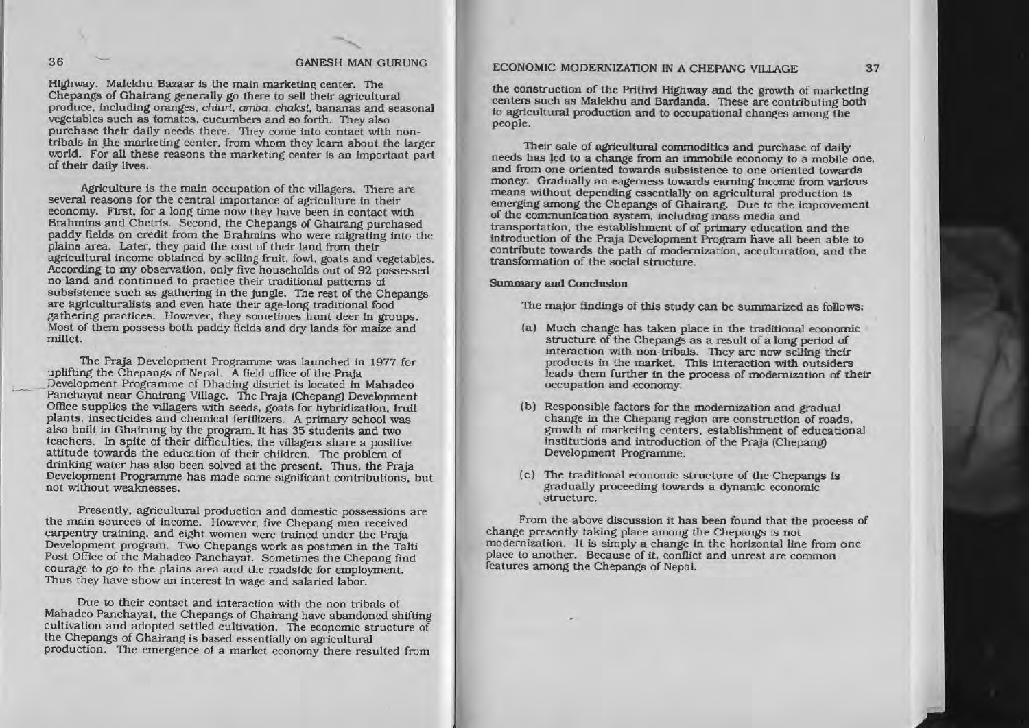Highway. Malekhu Bazaar is the main marketing center. The Chepangs of Ghairang generally go there to sell their agricultural produce, including oranges, *chiuri, amba, chaksi*, bananas and seasonal vegetables such as tomatos, cucumbers and so forth. They also purchase their daily needs there. They come into contact with non-tribals in the marketing center, from whom they learn about the larger world. For all these reasons the marketing center is an important part of their daily lives.

Agriculture is the main occupation of the villagers. There are several reasons for the central importance of agriculture in their economy. First, for a long time now they have been in contact with Brahmins and Chetris. Second, the Chepangs of Ghairang purchased paddy fields on credit from the Brahmins who were migrating into the plains area. Later, they paid the cost of their land from their agricultural income obtained by selling fruit, fowl, goats and vegetables. According to my observation, only five households out of 92 possessed no land and continued to practice their traditional patterns of subsistence such as gathering in the jungle. The rest of the Chepangs are agriculturalists and even hate their age-long traditional food gathering practices. However, they sometimes hunt deer in groups. Most of them possess both paddy fields and dry lands for maize and millet.

The Praja Development Programme was launched in 1977 for uplifting the Chepangs of Nepal. A field office of the Praja Development Programme of Dhading district is located in Mahadeo Panchayat near Ghairang Village. The Praja (Chepang) Development Office supplies the villagers with seeds, goats for hybridization, fruit plants, insecticides and chemical fertilizers. A primary school was also built in Ghairung by the program. It has 35 students and two teachers. In spite of their difficulties, the villagers share a positive attitude towards the education of their children. The problem of drinking water has also been solved at the present. Thus, the Praja Development Programme has made some significant contributions, but not without weaknesses.

Presently, agricultural production and domestic possessions are the main sources of income. However, five Chepang men received carpentry training, and eight women were trained under the Praja Development program. Two Chepangs work as postmen in the Talti Post Office of the Mahadeo Panchayat. Sometimes the Chepang find courage to go to the plains area and the roadside for employment. Thus they have show an interest in wage and salaried labor.

Due to their contact and interaction with the non-tribals of Mahadeo Panchayat, the Chepangs of Ghairang have abandoned shifting cultivation and adopted settled cultivation. The economic structure of the Chepangs of Ghairang is based essentially on agricultural production. The emergence of a market economy there resulted from the construction of the Prithvi Highway and the growth of marketing centers such as Malekhu and Bardanda. These are contributing both to agricultural production and to occupational changes among the people.

Their sale of agricultural commodities and purchase of daily needs has led to a change from an immobile economy to a mobile one, and from one oriented towards subsistence to one oriented towards money. Gradually an eagerness towards earning income from various means without depending essentially on agricultural production is emerging among the Chepangs of Ghairang. Due to the improvement of the communication system, including mass media and transportation, the establishment of of primary education and the introduction of the Praja Development Program have all been able to contribute towards the path of modernization, acculturation, and the transformation of the social structure.

**Summary and Conclusion**

The major findings of this study can be summarized as follows:

(a) Much change has taken place in the traditional economic structure of the Chepangs as a result of a long period of interaction with non-tribals. They are now selling their products in the market. This interaction with outsiders leads them further in the process of modernization of their occupation and economy.

(b) Responsible factors for the modernization and gradual change in the Chepang region are construction of roads, growth of marketing centers, establishment of educational institutions and introduction of the Praja (Chepang) Development Programme.

(c) The traditional economic structure of the Chepangs is gradually proceeding towards a dynamic economic structure.

From the above discussion it has been found that the process of change presently taking place among the Chepangs is not modernization. It is simply a change in the horizontal line from one place to another. Because of it, conflict and unrest are common features among the Chepangs of Nepal.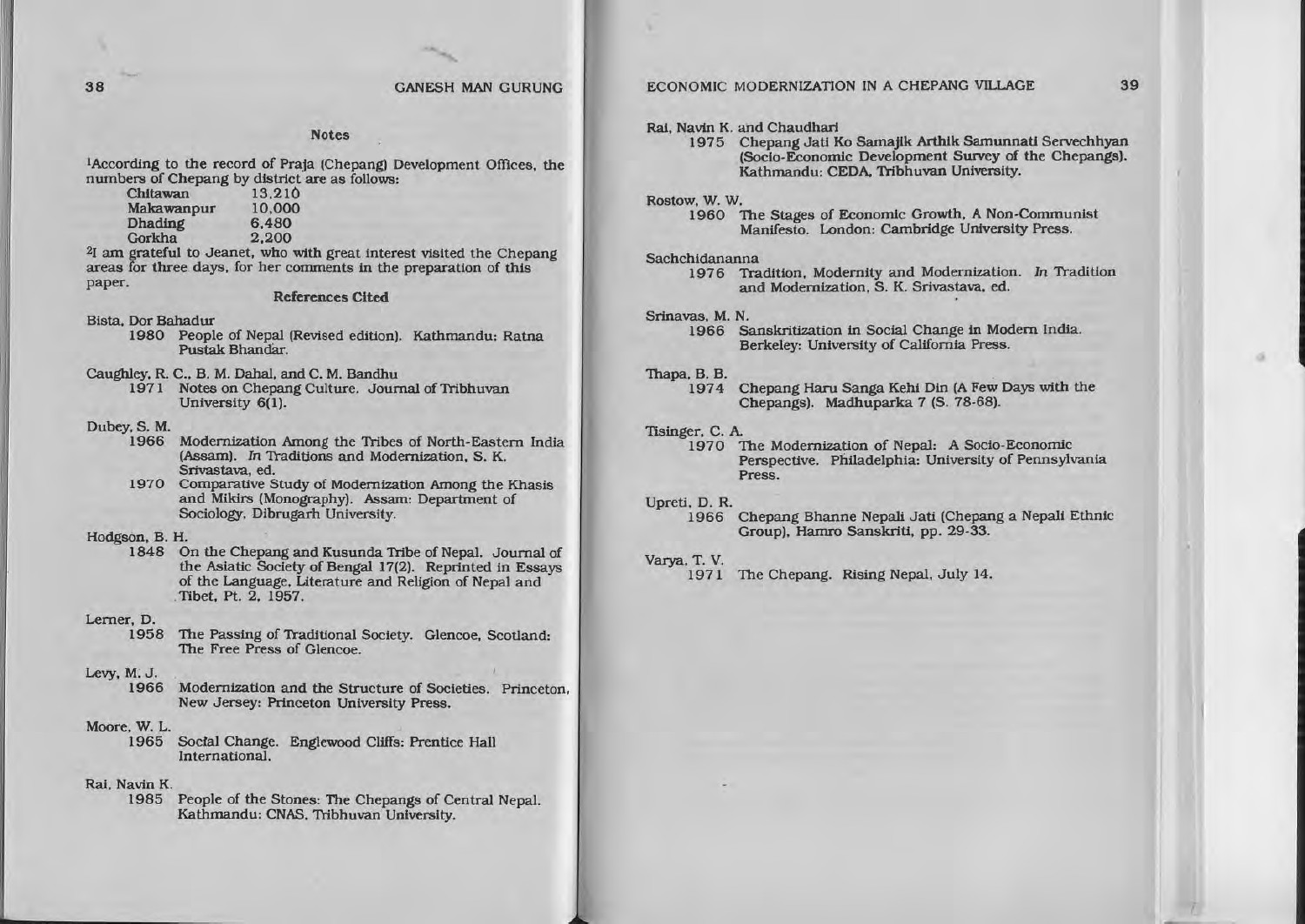## Notes

[1]According to the record of Praja (Chepang) Development Offices, the numbers of Chepang by district are as follows:

| | |
|---|---|
| Chitawan | 13,210 |
| Makawanpur | 10,000 |
| Dhading | 6,480 |
| Gorkha | 2,200 |

[2]I am grateful to Jeanet, who with great interest visited the Chepang areas for three days, for her comments in the preparation of this paper.

## References Cited

Bista, Dor Bahadur
1980 People of Nepal (Revised edition). Kathmandu: Ratna Pustak Bhandar.

Caughley, R. C., B. M. Dahal, and C. M. Bandhu
1971 Notes on Chepang Culture. Journal of Tribhuvan University 6(1).

Dubey, S. M.
1966 Modernization Among the Tribes of North-Eastern India (Assam). *In* Traditions and Modernization, S. K. Srivastava, ed.
1970 Comparative Study of Modernization Among the Khasis and Mikirs (Monography). Assam: Department of Sociology, Dibrugarh University.

Hodgson, B. H.
1848 On the Chepang and Kusunda Tribe of Nepal. Journal of the Asiatic Society of Bengal 17(2). Reprinted in Essays of the Language, Literature and Religion of Nepal and Tibet, Pt. 2, 1957.

Lerner, D.
1958 The Passing of Traditional Society. Glencoe, Scotland: The Free Press of Glencoe.

Levy, M. J.
1966 Modernization and the Structure of Societies. Princeton, New Jersey: Princeton University Press.

Moore, W. L.
1965 Social Change. Englewood Cliffs: Prentice Hall International.

Rai, Navin K.
1985 People of the Stones: The Chepangs of Central Nepal. Kathmandu: CNAS, Tribhuvan University.

Rai, Navin K. and Chaudhari
1975 Chepang Jati Ko Samajik Arthik Samunnati Servechhyan (Socio-Economic Development Survey of the Chepangs). Kathmandu: CEDA, Tribhuvan University.

Rostow, W. W.
1960 The Stages of Economic Growth, A Non-Communist Manifesto. London: Cambridge University Press.

Sachchidananna
1976 Tradition, Modernity and Modernization. *In* Tradition and Modernization, S. K. Srivastava, ed.

Srinavas, M. N.
1966 Sanskritization in Social Change in Modern India. Berkeley: University of California Press.

Thapa, B. B.
1974 Chepang Haru Sanga Kehi Din (A Few Days with the Chepangs). Madhuparka 7 (S. 78-68).

Tisinger, C. A.
1970 The Modernization of Nepal: A Socio-Economic Perspective. Philadelphia: University of Pennsylvania Press.

Upreti, D. R.
1966 Chepang Bhanne Nepali Jati (Chepang a Nepali Ethnic Group), Hamro Sanskriti, pp. 29-33.

Varya, T. V.
1971 The Chepang. Rising Nepal, July 14.